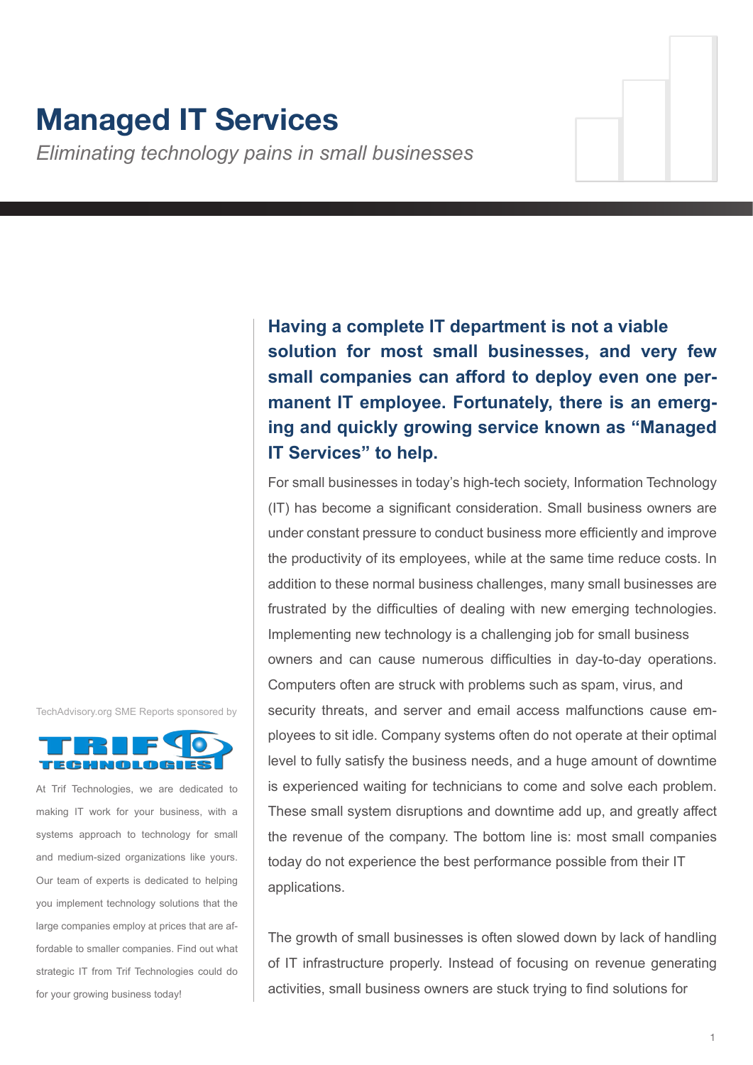# Managed IT Services

*Eliminating technology pains in small businesses*

**Having a complete IT department is not a viable solution for most small businesses, and very few small companies can afford to deploy even one permanent IT employee. Fortunately, there is an emerging and quickly growing service known as "Managed IT Services" to help.**

For small businesses in today's high-tech society, Information Technology (IT) has become a significant consideration. Small business owners are under constant pressure to conduct business more efficiently and improve the productivity of its employees, while at the same time reduce costs. In addition to these normal business challenges, many small businesses are frustrated by the difficulties of dealing with new emerging technologies. Implementing new technology is a challenging job for small business owners and can cause numerous difficulties in day-to-day operations. Computers often are struck with problems such as spam, virus, and security threats, and server and email access malfunctions cause employees to sit idle. Company systems often do not operate at their optimal level to fully satisfy the business needs, and a huge amount of downtime is experienced waiting for technicians to come and solve each problem. These small system disruptions and downtime add up, and greatly affect the revenue of the company. The bottom line is: most small companies today do not experience the best performance possible from their IT applications.

The growth of small businesses is often slowed down by lack of handling of IT infrastructure properly. Instead of focusing on revenue generating activities, small business owners are stuck trying to find solutions for

TechAdvisory.org SME Reports sponsored by

TRIF TECHNOLOGIES

At Trif Technologies, we are dedicated to making IT work for your business, with a systems approach to technology for small and medium-sized organizations like yours. Our team of experts is dedicated to helping you implement technology solutions that the large companies employ at prices that are affordable to smaller companies. Find out what strategic IT from Trif Technologies could do for your growing business today!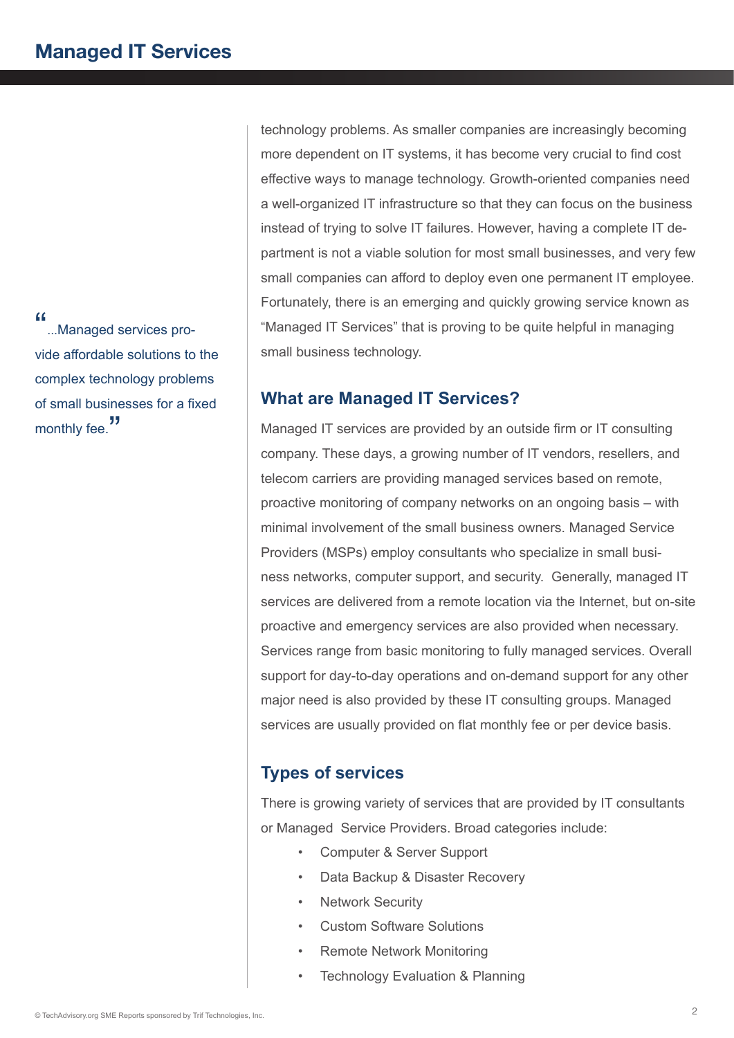technology problems. As smaller companies are increasingly becoming more dependent on IT systems, it has become very crucial to find cost effective ways to manage technology. Growth-oriented companies need a well-organized IT infrastructure so that they can focus on the business instead of trying to solve IT failures. However, having a complete IT department is not a viable solution for most small businesses, and very few small companies can afford to deploy even one permanent IT employee. Fortunately, there is an emerging and quickly growing service known as "Managed IT Services" that is proving to be quite helpful in managing small business technology.

> "...Managed services provide affordable solutions to the complex technology problems of small businesses for a fixed monthly fee."

## What are Managed IT Services?

Managed IT services are provided by an outside firm or IT consulting company. These days, a growing number of IT vendors, resellers, and telecom carriers are providing managed services based on remote, proactive monitoring of company networks on an ongoing basis – with minimal involvement of the small business owners. Managed Service Providers (MSPs) employ consultants who specialize in small business networks, computer support, and security. Generally, managed IT services are delivered from a remote location via the Internet, but on-site proactive and emergency services are also provided when necessary. Services range from basic monitoring to fully managed services. Overall support for day-to-day operations and on-demand support for any other major need is also provided by these IT consulting groups. Managed services are usually provided on flat monthly fee or per device basis.

## Types of services

There is growing variety of services that are provided by IT consultants or Managed Service Providers. Broad categories include:

- Computer & Server Support
- Data Backup & Disaster Recovery
- Network Security
- Custom Software Solutions
- Remote Network Monitoring
- Technology Evaluation & Planning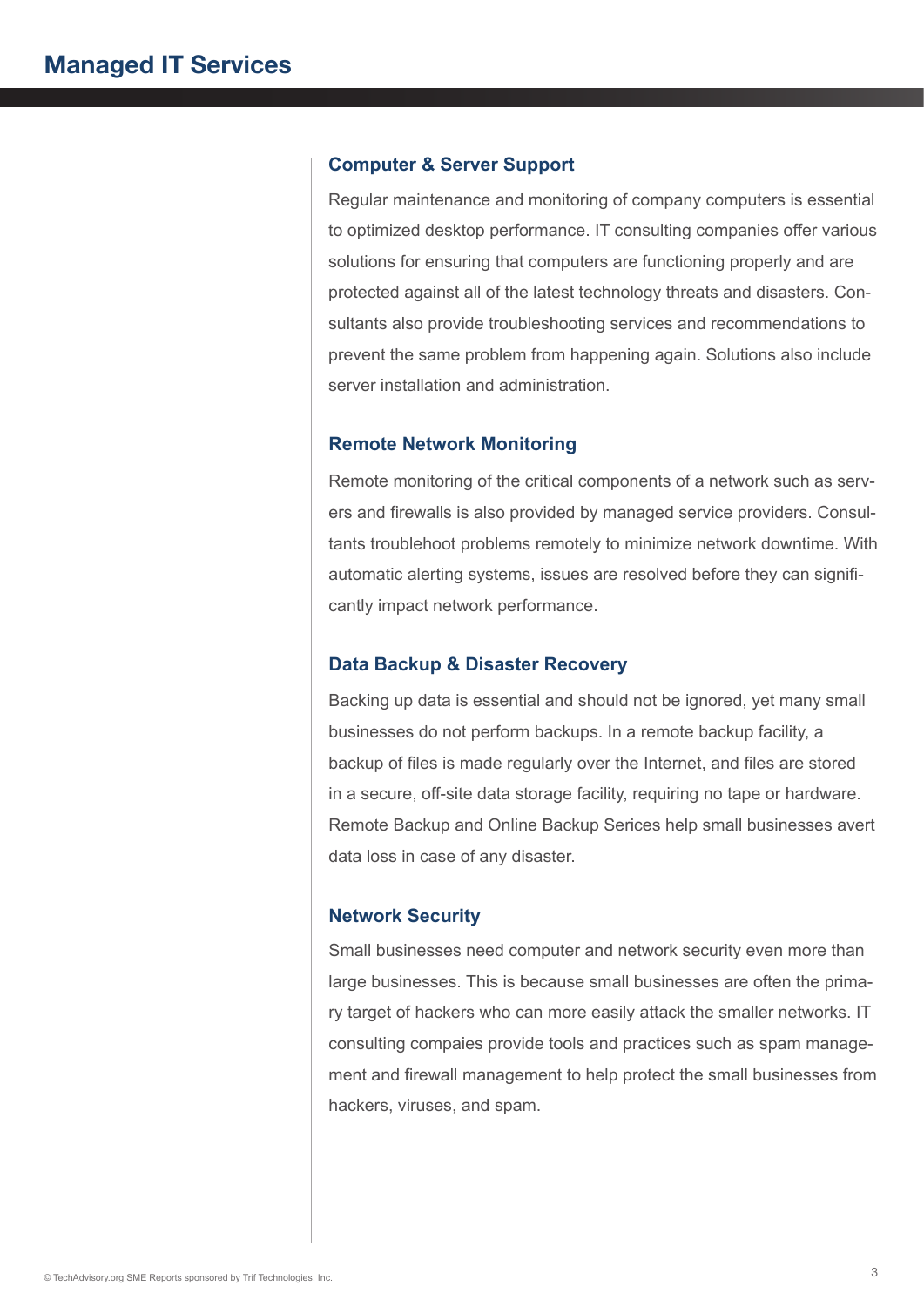# Managed IT Services

### Computer & Server Support

Regular maintenance and monitoring of company computers is essential to optimized desktop performance. IT consulting companies offer various solutions for ensuring that computers are functioning properly and are protected against all of the latest technology threats and disasters. Consultants also provide troubleshooting services and recommendations to prevent the same problem from happening again. Solutions also include server installation and administration.

### Remote Network Monitoring

Remote monitoring of the critical components of a network such as servers and firewalls is also provided by managed service providers. Consultants troublehoot problems remotely to minimize network downtime. With automatic alerting systems, issues are resolved before they can significantly impact network performance.

### Data Backup & Disaster Recovery

Backing up data is essential and should not be ignored, yet many small businesses do not perform backups. In a remote backup facility, a backup of files is made regularly over the Internet, and files are stored in a secure, off-site data storage facility, requiring no tape or hardware. Remote Backup and Online Backup Serices help small businesses avert data loss in case of any disaster.

### Network Security

Small businesses need computer and network security even more than large businesses. This is because small businesses are often the primary target of hackers who can more easily attack the smaller networks. IT consulting compaies provide tools and practices such as spam management and firewall management to help protect the small businesses from hackers, viruses, and spam.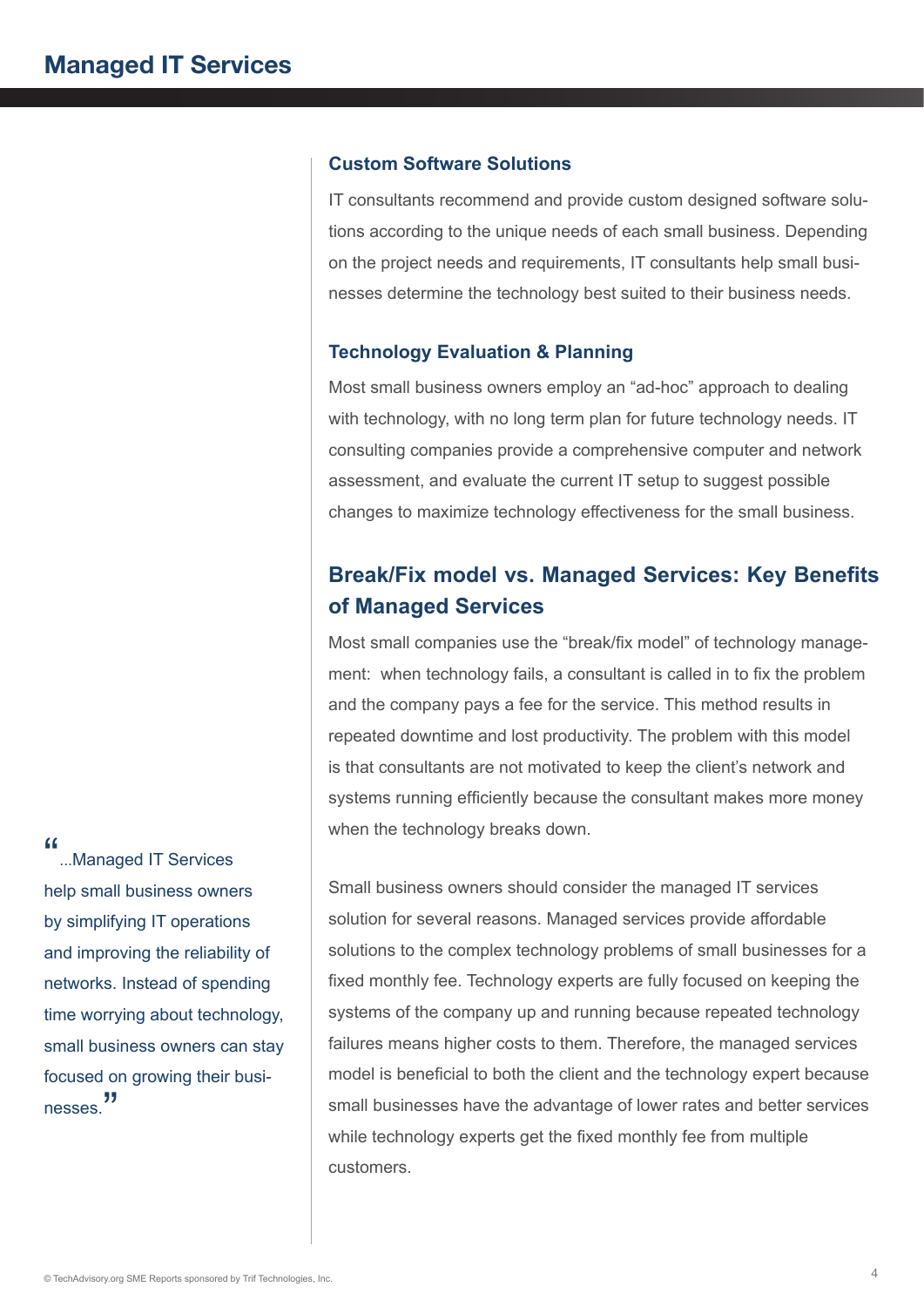### Custom Software Solutions

IT consultants recommend and provide custom designed software solutions according to the unique needs of each small business. Depending on the project needs and requirements, IT consultants help small businesses determine the technology best suited to their business needs.

### Technology Evaluation & Planning

Most small business owners employ an "ad-hoc" approach to dealing with technology, with no long term plan for future technology needs. IT consulting companies provide a comprehensive computer and network assessment, and evaluate the current IT setup to suggest possible changes to maximize technology effectiveness for the small business.

## Break/Fix model vs. Managed Services: Key Benefits of Managed Services

Most small companies use the "break/fix model" of technology management: when technology fails, a consultant is called in to fix the problem and the company pays a fee for the service. This method results in repeated downtime and lost productivity. The problem with this model is that consultants are not motivated to keep the client's network and systems running efficiently because the consultant makes more money when the technology breaks down.

Small business owners should consider the managed IT services solution for several reasons. Managed services provide affordable solutions to the complex technology problems of small businesses for a fixed monthly fee. Technology experts are fully focused on keeping the systems of the company up and running because repeated technology failures means higher costs to them. Therefore, the managed services model is beneficial to both the client and the technology expert because small businesses have the advantage of lower rates and better services while technology experts get the fixed monthly fee from multiple customers.

> "...Managed IT Services help small business owners by simplifying IT operations and improving the reliability of networks. Instead of spending time worrying about technology, small business owners can stay focused on growing their businesses."

© TechAdvisory.org SME Reports sponsored by Trif Technologies, Inc.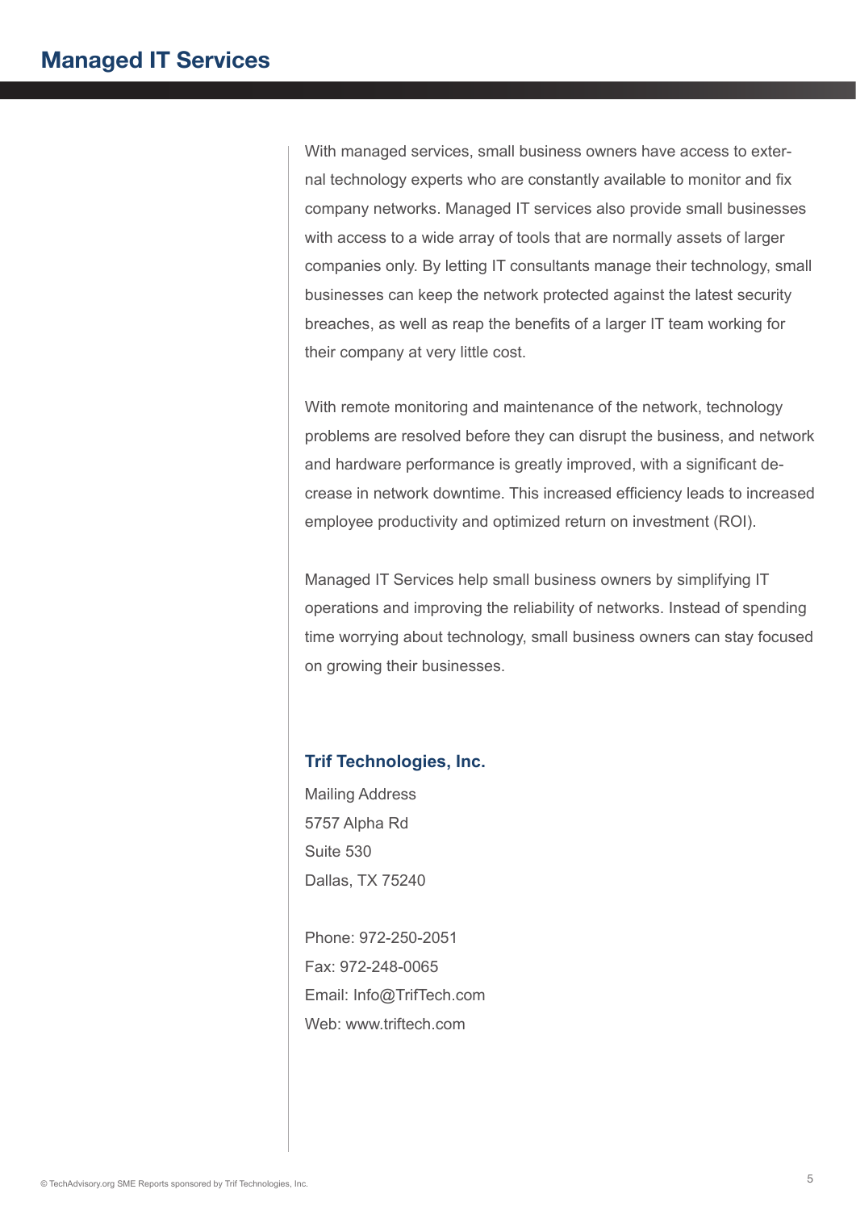# Managed IT Services

With managed services, small business owners have access to external technology experts who are constantly available to monitor and fix company networks. Managed IT services also provide small businesses with access to a wide array of tools that are normally assets of larger companies only. By letting IT consultants manage their technology, small businesses can keep the network protected against the latest security breaches, as well as reap the benefits of a larger IT team working for their company at very little cost.

With remote monitoring and maintenance of the network, technology problems are resolved before they can disrupt the business, and network and hardware performance is greatly improved, with a significant decrease in network downtime. This increased efficiency leads to increased employee productivity and optimized return on investment (ROI).

Managed IT Services help small business owners by simplifying IT operations and improving the reliability of networks. Instead of spending time worrying about technology, small business owners can stay focused on growing their businesses.

### Trif Technologies, Inc.

Mailing Address
5757 Alpha Rd
Suite 530
Dallas, TX 75240

Phone: 972-250-2051
Fax: 972-248-0065
Email: Info@TrifTech.com
Web: www.triftech.com

© TechAdvisory.org SME Reports sponsored by Trif Technologies, Inc.